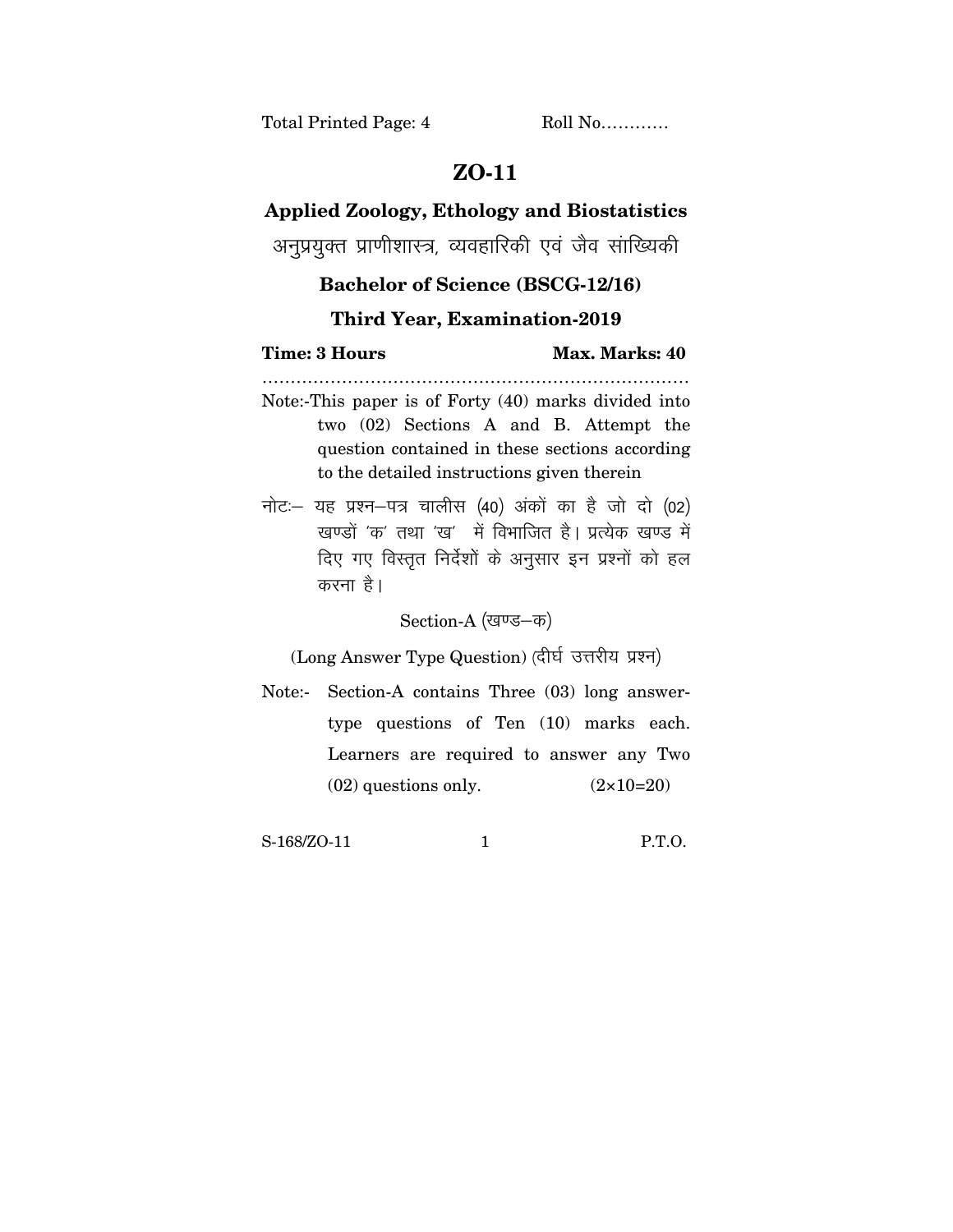Total Printed Page: 4 Roll No…………

# ZO-11

## Applied Zoology, Ethology and Biostatistics

अनुप्रयुक्त प्राणीशास्त्र, व्यवहारिकी एवं जैव सांख्यिकी

### Bachelor of Science (BSCG-12/16)

### Third Year, Examination-2019

**Time: 3 Hours** **Max. Marks: 40**

…………………………………………………………………

Note:-This paper is of Forty (40) marks divided into two (02) Sections A and B. Attempt the question contained in these sections according to the detailed instructions given therein

नोटः– यह प्रश्न–पत्र चालीस (40) अंकों का है जो दो (02) खण्डों 'क' तथा 'ख' में विभाजित है। प्रत्येक खण्ड में दिए गए विस्तृत निर्देशों के अनुसार इन प्रश्नों को हल करना है।

Section-A (खण्ड–क)

(Long Answer Type Question) (दीर्घ उत्तरीय प्रश्न)

Note:- Section-A contains Three (03) long answer-type questions of Ten (10) marks each. Learners are required to answer any Two (02) questions only. (2×10=20)

S-168/ZO-11 P.T.O.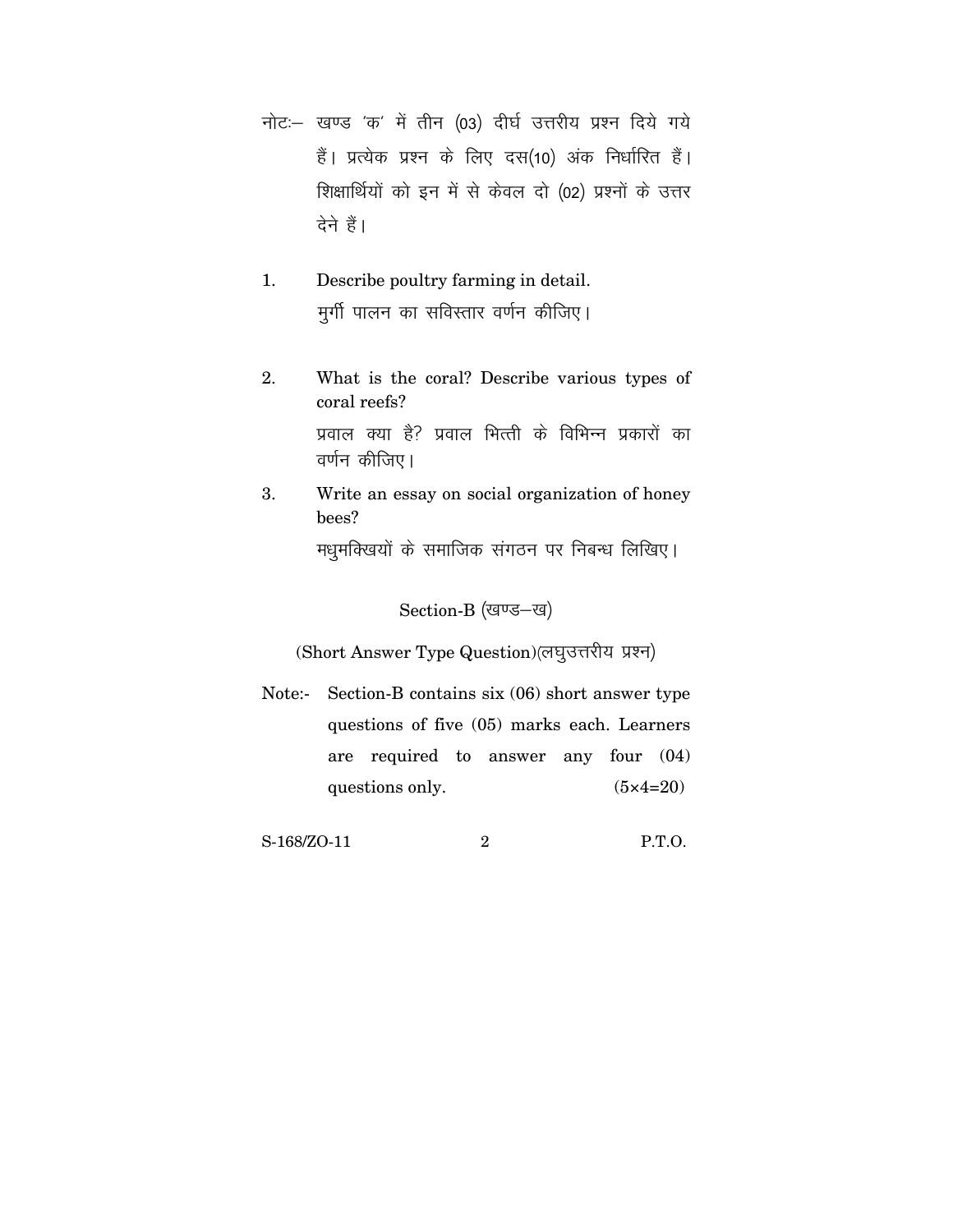नोटः– खण्ड 'क' में तीन (03) दीर्घ उत्तरीय प्रश्न दिये गये हैं। प्रत्येक प्रश्न के लिए दस(10) अंक निर्धारित हैं। शिक्षार्थियों को इन में से केवल दो (02) प्रश्नों के उत्तर देने हैं।

1. Describe poultry farming in detail.
   मुर्गी पालन का सविस्तार वर्णन कीजिए।

2. What is the coral? Describe various types of coral reefs?
   प्रवाल क्या है? प्रवाल भित्ती के विभिन्न प्रकारों का वर्णन कीजिए।

3. Write an essay on social organization of honey bees?
   मधुमक्खियों के समाजिक संगठन पर निबन्ध लिखिए।

## Section-B (खण्ड–ख)

(Short Answer Type Question)(लघुउत्तरीय प्रश्न)

Note:- Section-B contains six (06) short answer type questions of five (05) marks each. Learners are required to answer any four (04) questions only. (5×4=20)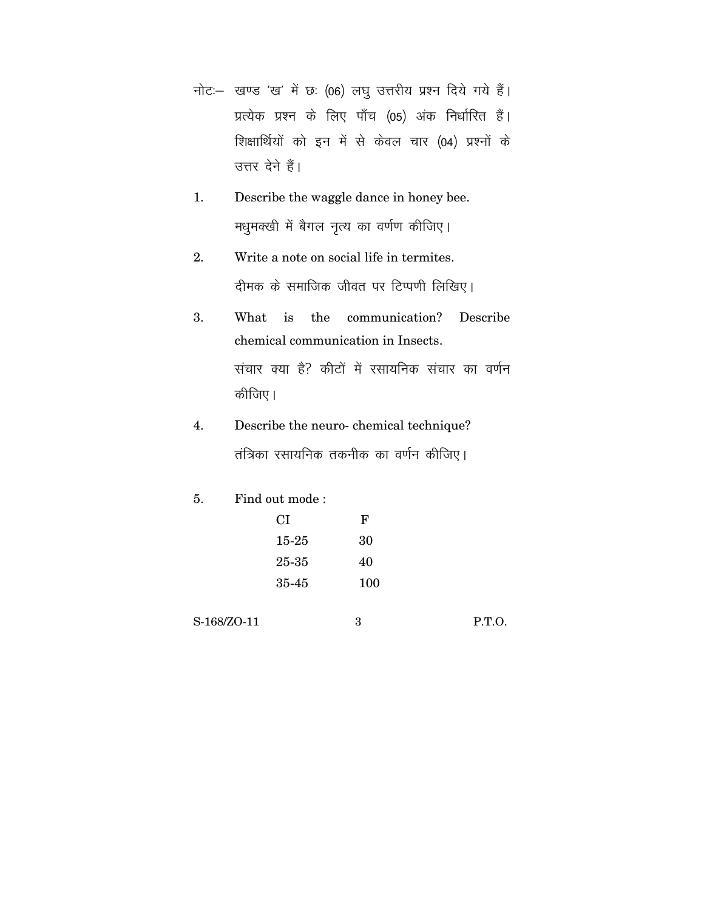नोटः– खण्ड 'ख' में छः (06) लघु उत्तरीय प्रश्न दिये गये हैं। प्रत्येक प्रश्न के लिए पाँच (05) अंक निर्धारित हैं। शिक्षार्थियों को इन में से केवल चार (04) प्रश्नों के उत्तर देने हैं।

1. Describe the waggle dance in honey bee.

   मधुमक्खी में बैगल नृत्य का वर्णण कीजिए।

2. Write a note on social life in termites.

   दीमक के समाजिक जीवत पर टिप्पणी लिखिए।

3. What is the communication? Describe chemical communication in Insects.

   संचार क्या है? कीटों में रसायनिक संचार का वर्णन कीजिए।

4. Describe the neuro- chemical technique?

   तंत्रिका रसायनिक तकनीक का वर्णन कीजिए।

5. Find out mode :

| CI | F |
|---|---|
| 15-25 | 30 |
| 25-35 | 40 |
| 35-45 | 100 |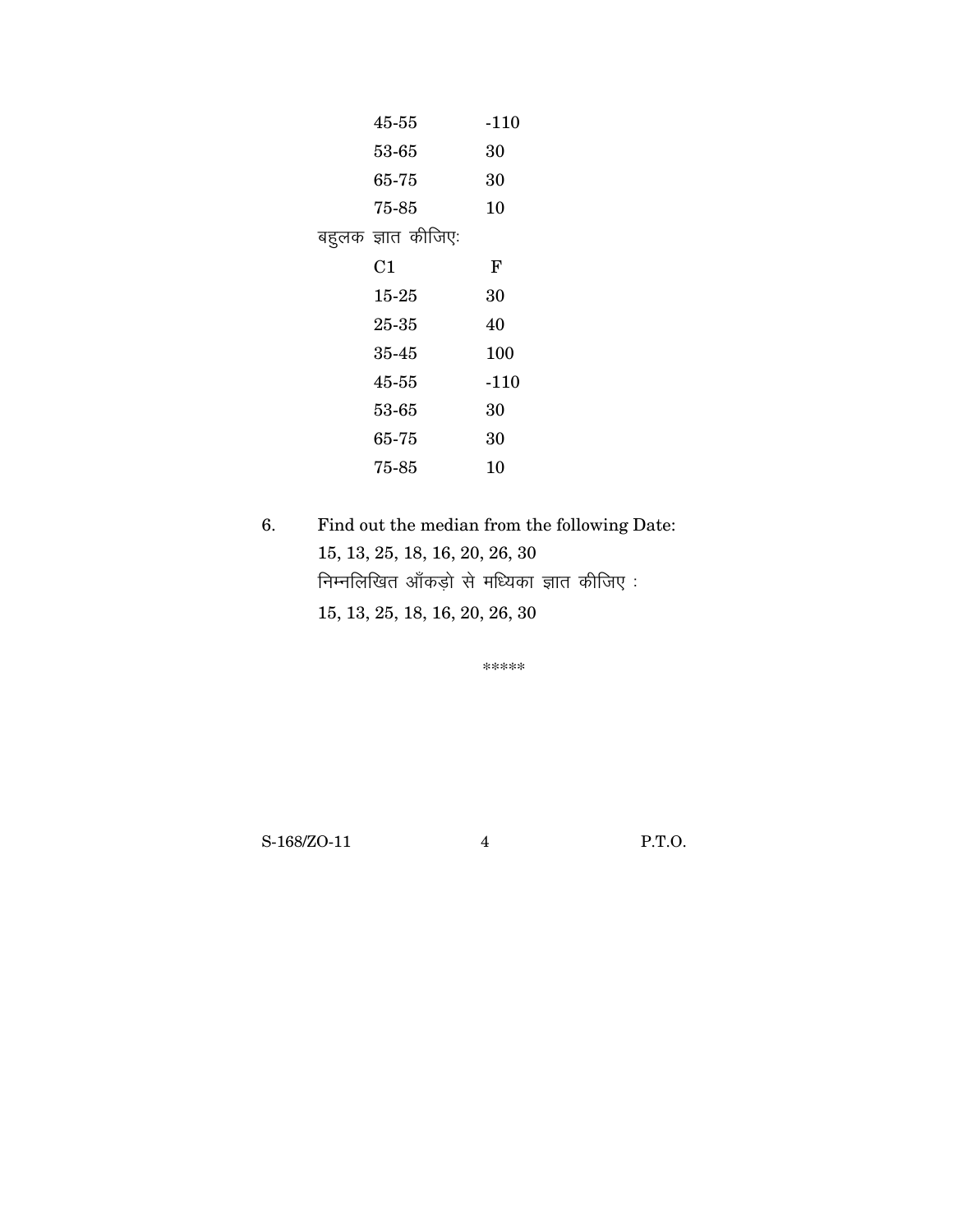| | |
|---|---|
| 45-55 | -110 |
| 53-65 | 30 |
| 65-75 | 30 |
| 75-85 | 10 |

बहुलक ज्ञात कीजिए:

| C1 | F |
|---|---|
| 15-25 | 30 |
| 25-35 | 40 |
| 35-45 | 100 |
| 45-55 | -110 |
| 53-65 | 30 |
| 65-75 | 30 |
| 75-85 | 10 |

6. Find out the median from the following Date:

   15, 13, 25, 18, 16, 20, 26, 30

   निम्नलिखित आँकड़ो से मध्यिका ज्ञात कीजिए :

   15, 13, 25, 18, 16, 20, 26, 30

*****